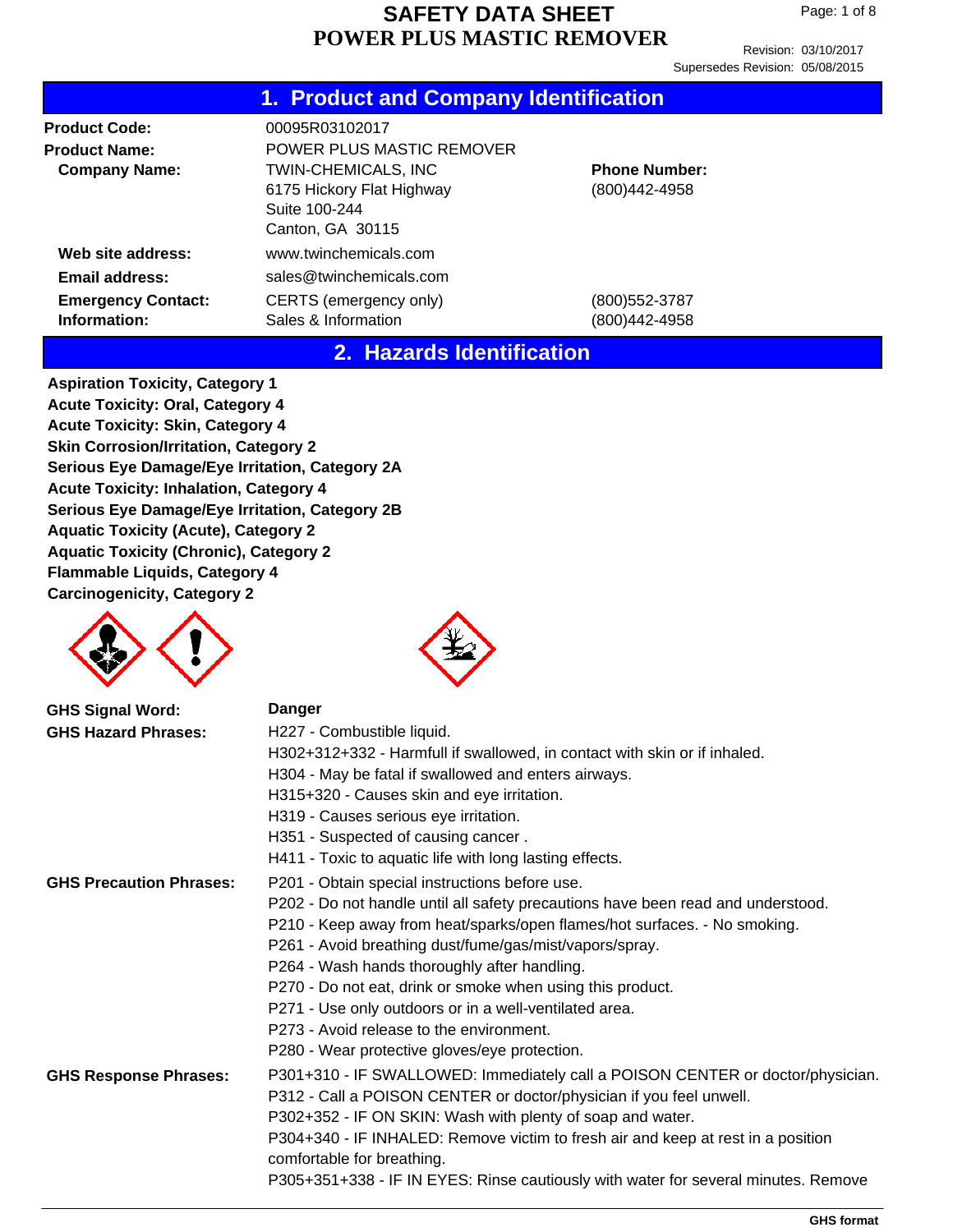# SAFETY DATA SHEET
# POWER PLUS MASTIC REMOVER

Revision: 03/10/2017
Supersedes Revision: 05/08/2015

## 1. Product and Company Identification

**Product Code:** 00095R03102017

**Product Name:** POWER PLUS MASTIC REMOVER

**Company Name:** TWIN-CHEMICALS, INC
6175 Hickory Flat Highway
Suite 100-244
Canton, GA 30115

**Phone Number:** (800)442-4958

**Web site address:** www.twinchemicals.com

**Email address:** sales@twinchemicals.com

**Emergency Contact:** CERTS (emergency only) (800)552-3787

**Information:** Sales & Information (800)442-4958

## 2. Hazards Identification

**Aspiration Toxicity, Category 1**
**Acute Toxicity: Oral, Category 4**
**Acute Toxicity: Skin, Category 4**
**Skin Corrosion/Irritation, Category 2**
**Serious Eye Damage/Eye Irritation, Category 2A**
**Acute Toxicity: Inhalation, Category 4**
**Serious Eye Damage/Eye Irritation, Category 2B**
**Aquatic Toxicity (Acute), Category 2**
**Aquatic Toxicity (Chronic), Category 2**
**Flammable Liquids, Category 4**
**Carcinogenicity, Category 2**

**GHS Signal Word:** Danger

**GHS Hazard Phrases:**
H227 - Combustible liquid.
H302+312+332 - Harmfull if swallowed, in contact with skin or if inhaled.
H304 - May be fatal if swallowed and enters airways.
H315+320 - Causes skin and eye irritation.
H319 - Causes serious eye irritation.
H351 - Suspected of causing cancer .
H411 - Toxic to aquatic life with long lasting effects.

**GHS Precaution Phrases:**
P201 - Obtain special instructions before use.
P202 - Do not handle until all safety precautions have been read and understood.
P210 - Keep away from heat/sparks/open flames/hot surfaces. - No smoking.
P261 - Avoid breathing dust/fume/gas/mist/vapors/spray.
P264 - Wash hands thoroughly after handling.
P270 - Do not eat, drink or smoke when using this product.
P271 - Use only outdoors or in a well-ventilated area.
P273 - Avoid release to the environment.
P280 - Wear protective gloves/eye protection.

**GHS Response Phrases:**
P301+310 - IF SWALLOWED: Immediately call a POISON CENTER or doctor/physician.
P312 - Call a POISON CENTER or doctor/physician if you feel unwell.
P302+352 - IF ON SKIN: Wash with plenty of soap and water.
P304+340 - IF INHALED: Remove victim to fresh air and keep at rest in a position comfortable for breathing.
P305+351+338 - IF IN EYES: Rinse cautiously with water for several minutes. Remove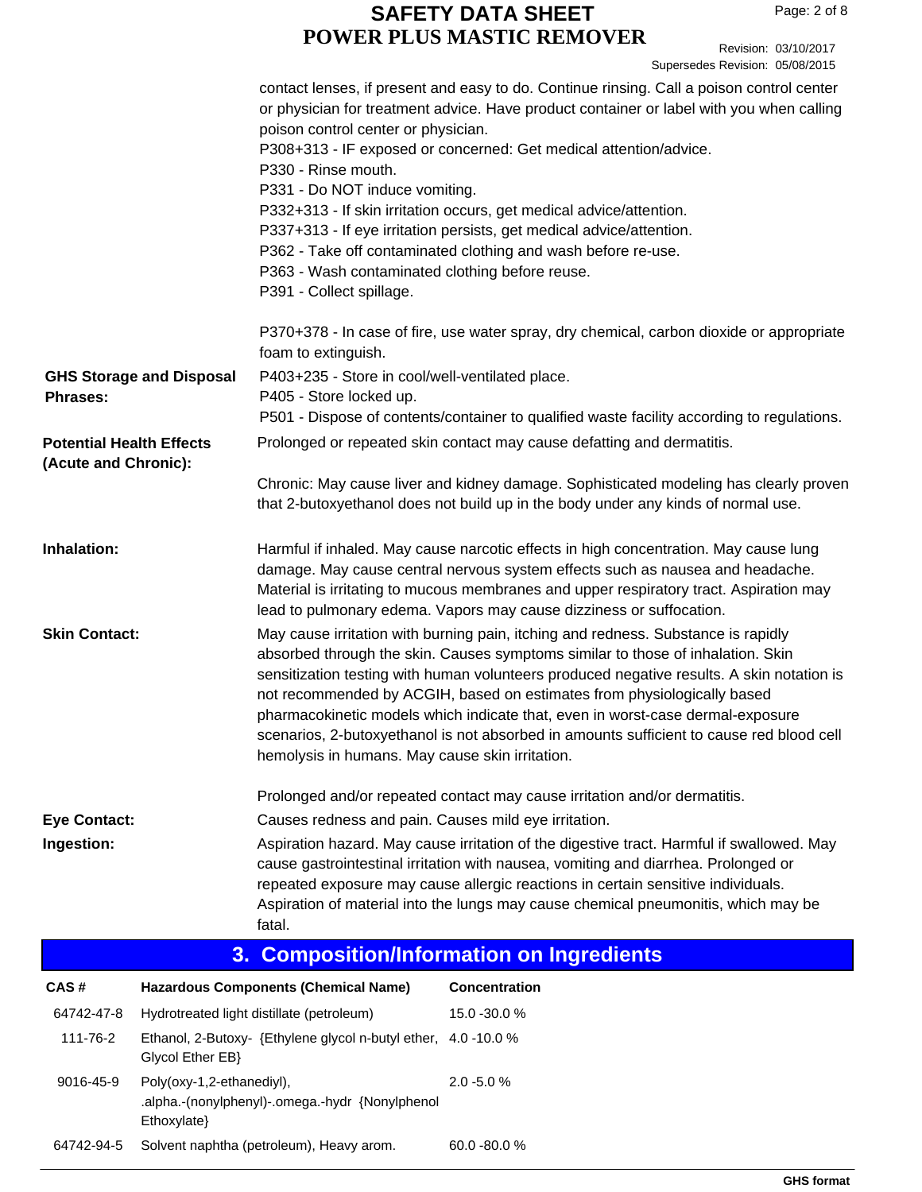contact lenses, if present and easy to do. Continue rinsing. Call a poison control center or physician for treatment advice. Have product container or label with you when calling poison control center or physician.
P308+313 - IF exposed or concerned: Get medical attention/advice.
P330 - Rinse mouth.
P331 - Do NOT induce vomiting.
P332+313 - If skin irritation occurs, get medical advice/attention.
P337+313 - If eye irritation persists, get medical advice/attention.
P362 - Take off contaminated clothing and wash before re-use.
P363 - Wash contaminated clothing before reuse.
P391 - Collect spillage.

P370+378 - In case of fire, use water spray, dry chemical, carbon dioxide or appropriate foam to extinguish.

**GHS Storage and Disposal Phrases:**
P403+235 - Store in cool/well-ventilated place.
P405 - Store locked up.
P501 - Dispose of contents/container to qualified waste facility according to regulations.

**Potential Health Effects (Acute and Chronic):**
Prolonged or repeated skin contact may cause defatting and dermatitis.

Chronic: May cause liver and kidney damage. Sophisticated modeling has clearly proven that 2-butoxyethanol does not build up in the body under any kinds of normal use.

**Inhalation:**
Harmful if inhaled. May cause narcotic effects in high concentration. May cause lung damage. May cause central nervous system effects such as nausea and headache. Material is irritating to mucous membranes and upper respiratory tract. Aspiration may lead to pulmonary edema. Vapors may cause dizziness or suffocation.

**Skin Contact:**
May cause irritation with burning pain, itching and redness. Substance is rapidly absorbed through the skin. Causes symptoms similar to those of inhalation. Skin sensitization testing with human volunteers produced negative results. A skin notation is not recommended by ACGIH, based on estimates from physiologically based pharmacokinetic models which indicate that, even in worst-case dermal-exposure scenarios, 2-butoxyethanol is not absorbed in amounts sufficient to cause red blood cell hemolysis in humans. May cause skin irritation.

Prolonged and/or repeated contact may cause irritation and/or dermatitis.

**Eye Contact:**
Causes redness and pain. Causes mild eye irritation.

**Ingestion:**
Aspiration hazard. May cause irritation of the digestive tract. Harmful if swallowed. May cause gastrointestinal irritation with nausea, vomiting and diarrhea. Prolonged or repeated exposure may cause allergic reactions in certain sensitive individuals. Aspiration of material into the lungs may cause chemical pneumonitis, which may be fatal.

## 3. Composition/Information on Ingredients

| CAS # | Hazardous Components (Chemical Name) | Concentration |
|---|---|---|
| 64742-47-8 | Hydrotreated light distillate (petroleum) | 15.0 -30.0 % |
| 111-76-2 | Ethanol, 2-Butoxy- {Ethylene glycol n-butyl ether, Glycol Ether EB} | 4.0 -10.0 % |
| 9016-45-9 | Poly(oxy-1,2-ethanediyl), .alpha.-(nonylphenyl)-.omega.-hydr {Nonylphenol Ethoxylate} | 2.0 -5.0 % |
| 64742-94-5 | Solvent naphtha (petroleum), Heavy arom. | 60.0 -80.0 % |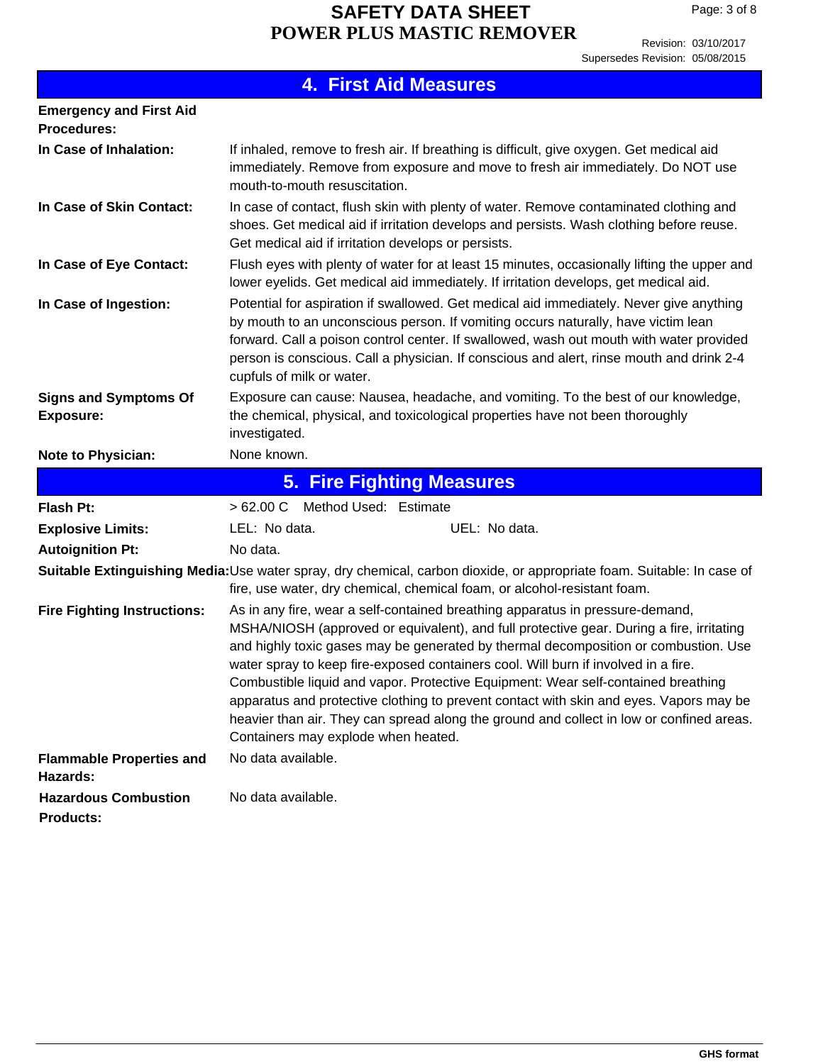## 4. First Aid Measures

**Emergency and First Aid Procedures:**

**In Case of Inhalation:** If inhaled, remove to fresh air. If breathing is difficult, give oxygen. Get medical aid immediately. Remove from exposure and move to fresh air immediately. Do NOT use mouth-to-mouth resuscitation.

**In Case of Skin Contact:** In case of contact, flush skin with plenty of water. Remove contaminated clothing and shoes. Get medical aid if irritation develops and persists. Wash clothing before reuse. Get medical aid if irritation develops or persists.

**In Case of Eye Contact:** Flush eyes with plenty of water for at least 15 minutes, occasionally lifting the upper and lower eyelids. Get medical aid immediately. If irritation develops, get medical aid.

**In Case of Ingestion:** Potential for aspiration if swallowed. Get medical aid immediately. Never give anything by mouth to an unconscious person. If vomiting occurs naturally, have victim lean forward. Call a poison control center. If swallowed, wash out mouth with water provided person is conscious. Call a physician. If conscious and alert, rinse mouth and drink 2-4 cupfuls of milk or water.

**Signs and Symptoms Of Exposure:** Exposure can cause: Nausea, headache, and vomiting. To the best of our knowledge, the chemical, physical, and toxicological properties have not been thoroughly investigated.

**Note to Physician:** None known.

## 5. Fire Fighting Measures

**Flash Pt:** > 62.00 C Method Used: Estimate

**Explosive Limits:** LEL: No data. UEL: No data.

**Autoignition Pt:** No data.

**Suitable Extinguishing Media:** Use water spray, dry chemical, carbon dioxide, or appropriate foam. Suitable: In case of fire, use water, dry chemical, chemical foam, or alcohol-resistant foam.

**Fire Fighting Instructions:** As in any fire, wear a self-contained breathing apparatus in pressure-demand, MSHA/NIOSH (approved or equivalent), and full protective gear. During a fire, irritating and highly toxic gases may be generated by thermal decomposition or combustion. Use water spray to keep fire-exposed containers cool. Will burn if involved in a fire. Combustible liquid and vapor. Protective Equipment: Wear self-contained breathing apparatus and protective clothing to prevent contact with skin and eyes. Vapors may be heavier than air. They can spread along the ground and collect in low or confined areas. Containers may explode when heated.

**Flammable Properties and Hazards:** No data available.

**Hazardous Combustion Products:** No data available.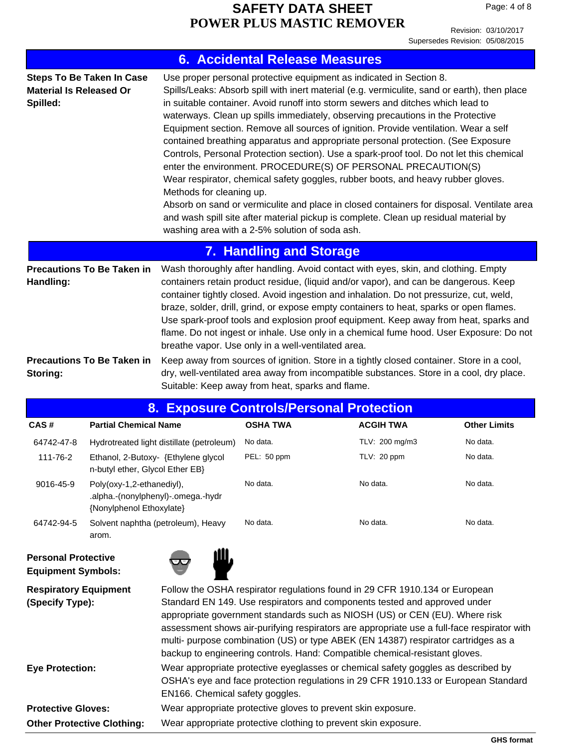## 6. Accidental Release Measures

**Steps To Be Taken In Case Material Is Released Or Spilled:**

Use proper personal protective equipment as indicated in Section 8.
Spills/Leaks: Absorb spill with inert material (e.g. vermiculite, sand or earth), then place in suitable container. Avoid runoff into storm sewers and ditches which lead to waterways. Clean up spills immediately, observing precautions in the Protective Equipment section. Remove all sources of ignition. Provide ventilation. Wear a self contained breathing apparatus and appropriate personal protection. (See Exposure Controls, Personal Protection section). Use a spark-proof tool. Do not let this chemical enter the environment. PROCEDURE(S) OF PERSONAL PRECAUTION(S)
Wear respirator, chemical safety goggles, rubber boots, and heavy rubber gloves.
Methods for cleaning up.
Absorb on sand or vermiculite and place in closed containers for disposal. Ventilate area and wash spill site after material pickup is complete. Clean up residual material by washing area with a 2-5% solution of soda ash.

## 7. Handling and Storage

**Precautions To Be Taken in Handling:**

Wash thoroughly after handling. Avoid contact with eyes, skin, and clothing. Empty containers retain product residue, (liquid and/or vapor), and can be dangerous. Keep container tightly closed. Avoid ingestion and inhalation. Do not pressurize, cut, weld, braze, solder, drill, grind, or expose empty containers to heat, sparks or open flames. Use spark-proof tools and explosion proof equipment. Keep away from heat, sparks and flame. Do not ingest or inhale. Use only in a chemical fume hood. User Exposure: Do not breathe vapor. Use only in a well-ventilated area.

**Precautions To Be Taken in Storing:**

Keep away from sources of ignition. Store in a tightly closed container. Store in a cool, dry, well-ventilated area away from incompatible substances. Store in a cool, dry place. Suitable: Keep away from heat, sparks and flame.

## 8. Exposure Controls/Personal Protection

| CAS # | Partial Chemical Name | OSHA TWA | ACGIH TWA | Other Limits |
|---|---|---|---|---|
| 64742-47-8 | Hydrotreated light distillate (petroleum) | No data. | TLV: 200 mg/m3 | No data. |
| 111-76-2 | Ethanol, 2-Butoxy- {Ethylene glycol n-butyl ether, Glycol Ether EB} | PEL: 50 ppm | TLV: 20 ppm | No data. |
| 9016-45-9 | Poly(oxy-1,2-ethanediyl), .alpha.-(nonylphenyl)-.omega.-hydr {Nonylphenol Ethoxylate} | No data. | No data. | No data. |
| 64742-94-5 | Solvent naphtha (petroleum), Heavy arom. | No data. | No data. | No data. |

**Personal Protective Equipment Symbols:**

**Respiratory Equipment (Specify Type):** Follow the OSHA respirator regulations found in 29 CFR 1910.134 or European Standard EN 149. Use respirators and components tested and approved under appropriate government standards such as NIOSH (US) or CEN (EU). Where risk assessment shows air-purifying respirators are appropriate use a full-face respirator with multi- purpose combination (US) or type ABEK (EN 14387) respirator cartridges as a backup to engineering controls. Hand: Compatible chemical-resistant gloves.

**Eye Protection:** Wear appropriate protective eyeglasses or chemical safety goggles as described by OSHA's eye and face protection regulations in 29 CFR 1910.133 or European Standard EN166. Chemical safety goggles.

**Protective Gloves:** Wear appropriate protective gloves to prevent skin exposure.

**Other Protective Clothing:** Wear appropriate protective clothing to prevent skin exposure.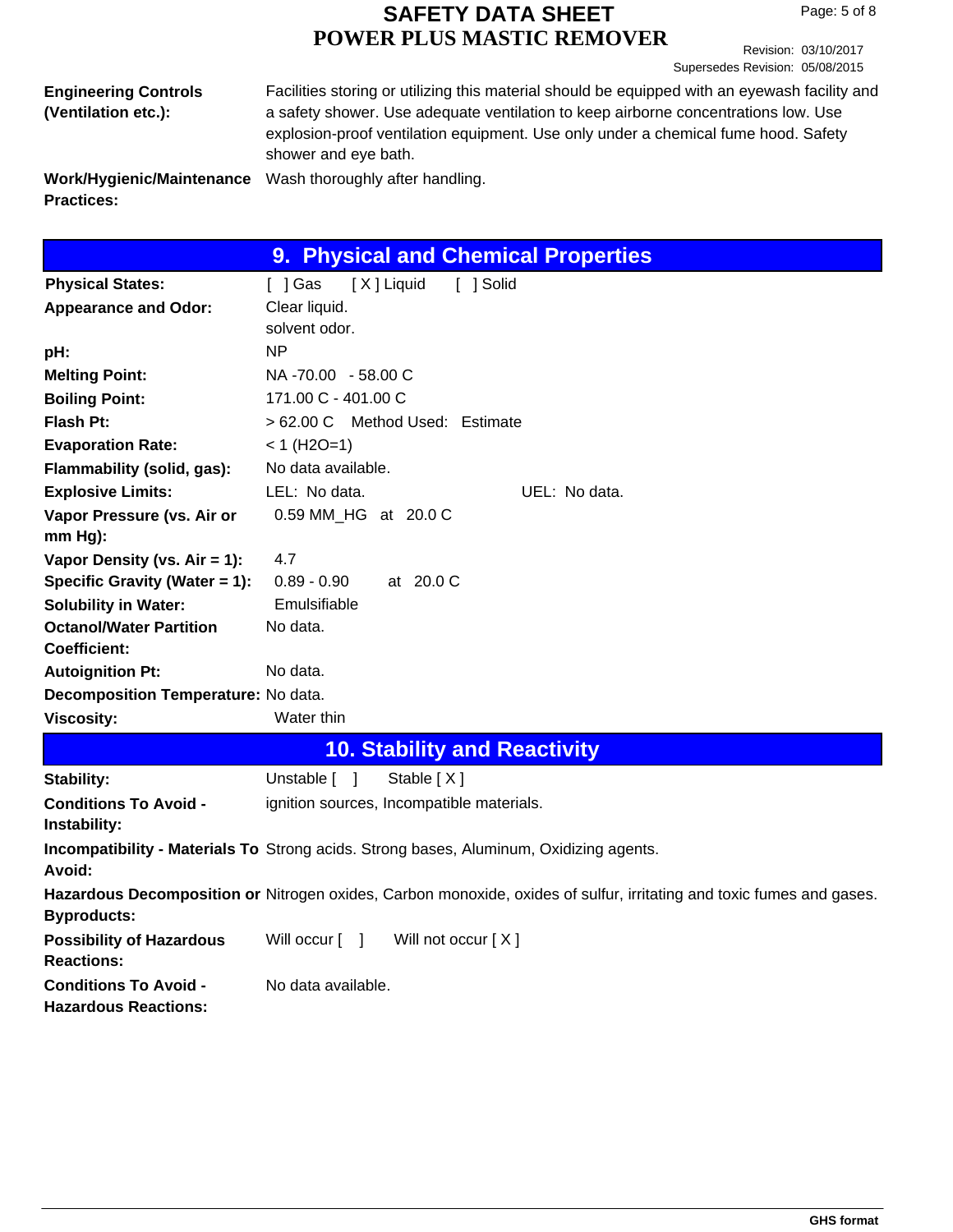| | |
|---|---|
| **Engineering Controls (Ventilation etc.):** | Facilities storing or utilizing this material should be equipped with an eyewash facility and a safety shower. Use adequate ventilation to keep airborne concentrations low. Use explosion-proof ventilation equipment. Use only under a chemical fume hood. Safety shower and eye bath. |
| **Work/Hygienic/Maintenance Practices:** | Wash thoroughly after handling. |

## 9. Physical and Chemical Properties

| | |
|---|---|
| **Physical States:** | [ ] Gas [X] Liquid [ ] Solid |
| **Appearance and Odor:** | Clear liquid. solvent odor. |
| **pH:** | NP |
| **Melting Point:** | NA -70.00 - 58.00 C |
| **Boiling Point:** | 171.00 C - 401.00 C |
| **Flash Pt:** | > 62.00 C Method Used: Estimate |
| **Evaporation Rate:** | < 1 ($H_2O$=1) |
| **Flammability (solid, gas):** | No data available. |
| **Explosive Limits:** | LEL: No data. UEL: No data. |
| **Vapor Pressure (vs. Air or mm Hg):** | 0.59 MM_HG at 20.0 C |
| **Vapor Density (vs. Air = 1):** | 4.7 |
| **Specific Gravity (Water = 1):** | 0.89 - 0.90 at 20.0 C |
| **Solubility in Water:** | Emulsifiable |
| **Octanol/Water Partition Coefficient:** | No data. |
| **Autoignition Pt:** | No data. |
| **Decomposition Temperature:** | No data. |
| **Viscosity:** | Water thin |

## 10. Stability and Reactivity

| | |
|---|---|
| **Stability:** | Unstable [ ] Stable [ X ] |
| **Conditions To Avoid - Instability:** | ignition sources, Incompatible materials. |
| **Incompatibility - Materials To Avoid:** | Strong acids. Strong bases, Aluminum, Oxidizing agents. |
| **Hazardous Decomposition or Byproducts:** | Nitrogen oxides, Carbon monoxide, oxides of sulfur, irritating and toxic fumes and gases. |
| **Possibility of Hazardous Reactions:** | Will occur [ ] Will not occur [ X ] |
| **Conditions To Avoid - Hazardous Reactions:** | No data available. |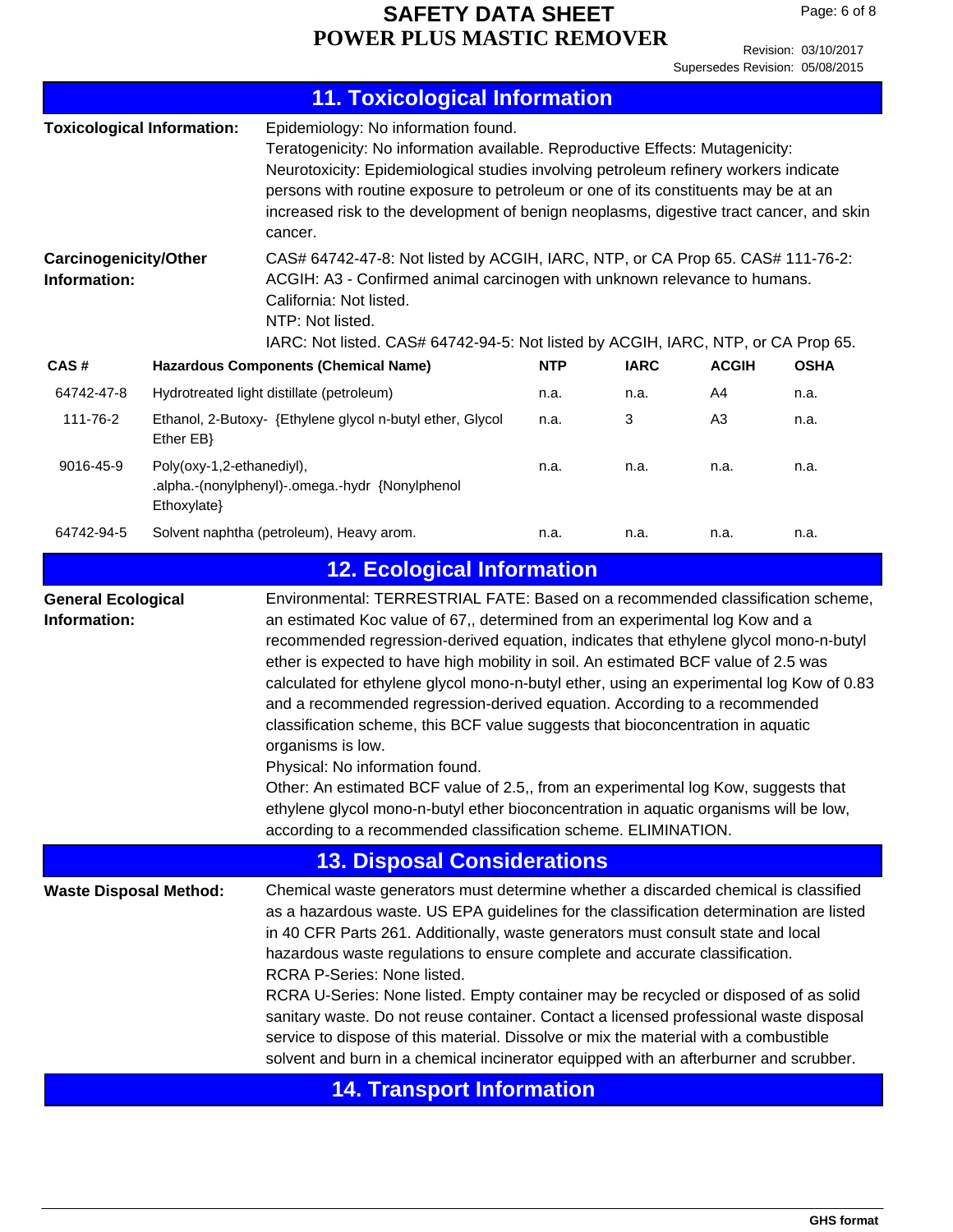## 11. Toxicological Information

**Toxicological Information:** Epidemiology: No information found.
Teratogenicity: No information available. Reproductive Effects: Mutagenicity:
Neurotoxicity: Epidemiological studies involving petroleum refinery workers indicate persons with routine exposure to petroleum or one of its constituents may be at an increased risk to the development of benign neoplasms, digestive tract cancer, and skin cancer.

**Carcinogenicity/Other Information:** CAS# 64742-47-8: Not listed by ACGIH, IARC, NTP, or CA Prop 65. CAS# 111-76-2: ACGIH: A3 - Confirmed animal carcinogen with unknown relevance to humans.
California: Not listed.
NTP: Not listed.
IARC: Not listed. CAS# 64742-94-5: Not listed by ACGIH, IARC, NTP, or CA Prop 65.

| CAS # | Hazardous Components (Chemical Name) | NTP | IARC | ACGIH | OSHA |
|---|---|---|---|---|---|
| 64742-47-8 | Hydrotreated light distillate (petroleum) | n.a. | n.a. | A4 | n.a. |
| 111-76-2 | Ethanol, 2-Butoxy- {Ethylene glycol n-butyl ether, Glycol Ether EB} | n.a. | 3 | A3 | n.a. |
| 9016-45-9 | Poly(oxy-1,2-ethanediyl), .alpha.-(nonylphenyl)-.omega.-hydr {Nonylphenol Ethoxylate} | n.a. | n.a. | n.a. | n.a. |
| 64742-94-5 | Solvent naphtha (petroleum), Heavy arom. | n.a. | n.a. | n.a. | n.a. |

## 12. Ecological Information

**General Ecological Information:** Environmental: TERRESTRIAL FATE: Based on a recommended classification scheme, an estimated Koc value of 67,, determined from an experimental log Kow and a recommended regression-derived equation, indicates that ethylene glycol mono-n-butyl ether is expected to have high mobility in soil. An estimated BCF value of 2.5 was calculated for ethylene glycol mono-n-butyl ether, using an experimental log Kow of 0.83 and a recommended regression-derived equation. According to a recommended classification scheme, this BCF value suggests that bioconcentration in aquatic organisms is low.
Physical: No information found.
Other: An estimated BCF value of 2.5,, from an experimental log Kow, suggests that ethylene glycol mono-n-butyl ether bioconcentration in aquatic organisms will be low, according to a recommended classification scheme. ELIMINATION.

## 13. Disposal Considerations

**Waste Disposal Method:** Chemical waste generators must determine whether a discarded chemical is classified as a hazardous waste. US EPA guidelines for the classification determination are listed in 40 CFR Parts 261. Additionally, waste generators must consult state and local hazardous waste regulations to ensure complete and accurate classification.
RCRA P-Series: None listed.
RCRA U-Series: None listed. Empty container may be recycled or disposed of as solid sanitary waste. Do not reuse container. Contact a licensed professional waste disposal service to dispose of this material. Dissolve or mix the material with a combustible solvent and burn in a chemical incinerator equipped with an afterburner and scrubber.

## 14. Transport Information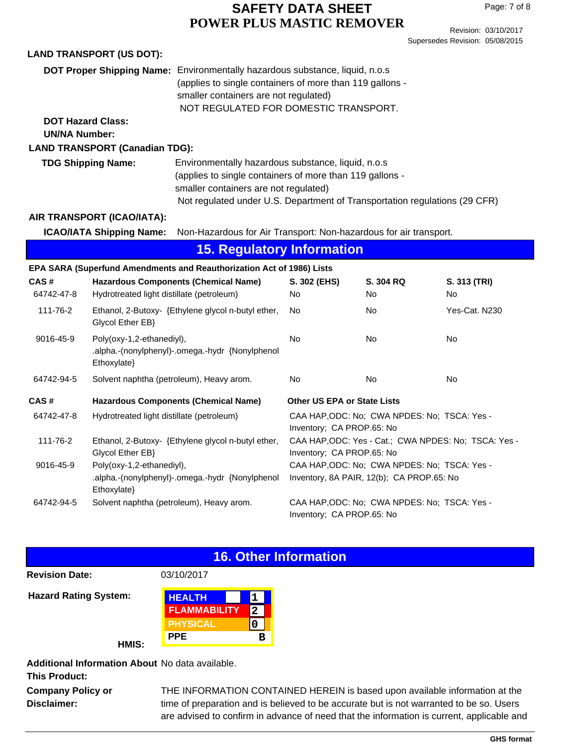**LAND TRANSPORT (US DOT):**

**DOT Proper Shipping Name:** Environmentally hazardous substance, liquid, n.o.s (applies to single containers of more than 119 gallons - smaller containers are not regulated)
NOT REGULATED FOR DOMESTIC TRANSPORT.

**DOT Hazard Class:**

**UN/NA Number:**

**LAND TRANSPORT (Canadian TDG):**

**TDG Shipping Name:** Environmentally hazardous substance, liquid, n.o.s (applies to single containers of more than 119 gallons - smaller containers are not regulated)
Not regulated under U.S. Department of Transportation regulations (29 CFR)

**AIR TRANSPORT (ICAO/IATA):**

**ICAO/IATA Shipping Name:** Non-Hazardous for Air Transport: Non-hazardous for air transport.

## 15. Regulatory Information

**EPA SARA (Superfund Amendments and Reauthorization Act of 1986) Lists**

| CAS # | Hazardous Components (Chemical Name) | S. 302 (EHS) | S. 304 RQ | S. 313 (TRI) |
|---|---|---|---|---|
| 64742-47-8 | Hydrotreated light distillate (petroleum) | No | No | No |
| 111-76-2 | Ethanol, 2-Butoxy- {Ethylene glycol n-butyl ether, Glycol Ether EB} | No | No | Yes-Cat. N230 |
| 9016-45-9 | Poly(oxy-1,2-ethanediyl), .alpha.-(nonylphenyl)-.omega.-hydr {Nonylphenol Ethoxylate} | No | No | No |
| 64742-94-5 | Solvent naphtha (petroleum), Heavy arom. | No | No | No |

| CAS # | Hazardous Components (Chemical Name) | Other US EPA or State Lists |
|---|---|---|
| 64742-47-8 | Hydrotreated light distillate (petroleum) | CAA HAP,ODC: No; CWA NPDES: No; TSCA: Yes - Inventory; CA PROP.65: No |
| 111-76-2 | Ethanol, 2-Butoxy- {Ethylene glycol n-butyl ether, Glycol Ether EB} | CAA HAP,ODC: Yes - Cat.; CWA NPDES: No; TSCA: Yes - Inventory; CA PROP.65: No |
| 9016-45-9 | Poly(oxy-1,2-ethanediyl), .alpha.-(nonylphenyl)-.omega.-hydr {Nonylphenol Ethoxylate} | CAA HAP,ODC: No; CWA NPDES: No; TSCA: Yes - Inventory, 8A PAIR, 12(b); CA PROP.65: No |
| 64742-94-5 | Solvent naphtha (petroleum), Heavy arom. | CAA HAP,ODC: No; CWA NPDES: No; TSCA: Yes - Inventory; CA PROP.65: No |

## 16. Other Information

**Revision Date:** 03/10/2017

**Hazard Rating System:**

**HMIS:**

| HMIS | Rating |
|---|---|
| HEALTH | 1 |
| FLAMMABILITY | 2 |
| PHYSICAL | 0 |
| PPE | B |

**Additional Information About This Product:** No data available.

**Company Policy or Disclaimer:** THE INFORMATION CONTAINED HEREIN is based upon available information at the time of preparation and is believed to be accurate but is not warranted to be so. Users are advised to confirm in advance of need that the information is current, applicable and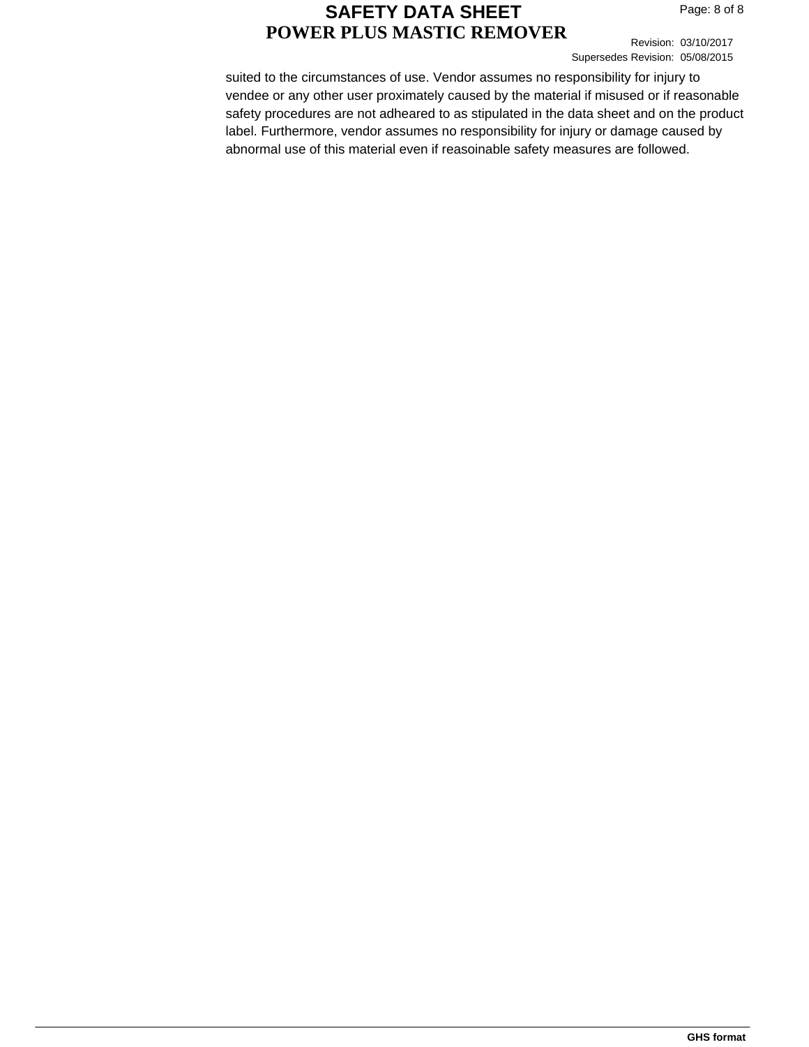suited to the circumstances of use. Vendor assumes no responsibility for injury to vendee or any other user proximately caused by the material if misused or if reasonable safety procedures are not adheared to as stipulated in the data sheet and on the product label. Furthermore, vendor assumes no responsibility for injury or damage caused by abnormal use of this material even if reasoinable safety measures are followed.